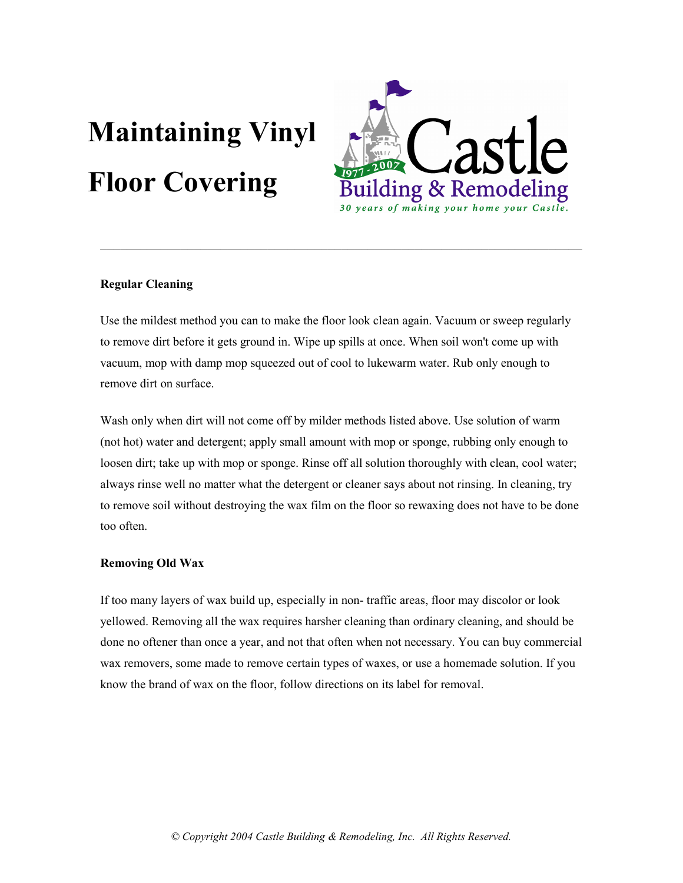# Maintaining Vinyl Floor Covering

Castle Building & Remodeling

1977 - 2007

*30 years of making your home your Castle.*

---

**Regular Cleaning**

Use the mildest method you can to make the floor look clean again. Vacuum or sweep regularly to remove dirt before it gets ground in. Wipe up spills at once. When soil won't come up with vacuum, mop with damp mop squeezed out of cool to lukewarm water. Rub only enough to remove dirt on surface.

Wash only when dirt will not come off by milder methods listed above. Use solution of warm (not hot) water and detergent; apply small amount with mop or sponge, rubbing only enough to loosen dirt; take up with mop or sponge. Rinse off all solution thoroughly with clean, cool water; always rinse well no matter what the detergent or cleaner says about not rinsing. In cleaning, try to remove soil without destroying the wax film on the floor so rewaxing does not have to be done too often.

**Removing Old Wax**

If too many layers of wax build up, especially in non- traffic areas, floor may discolor or look yellowed. Removing all the wax requires harsher cleaning than ordinary cleaning, and should be done no oftener than once a year, and not that often when not necessary. You can buy commercial wax removers, some made to remove certain types of waxes, or use a homemade solution. If you know the brand of wax on the floor, follow directions on its label for removal.

*© Copyright 2004 Castle Building & Remodeling, Inc. All Rights Reserved.*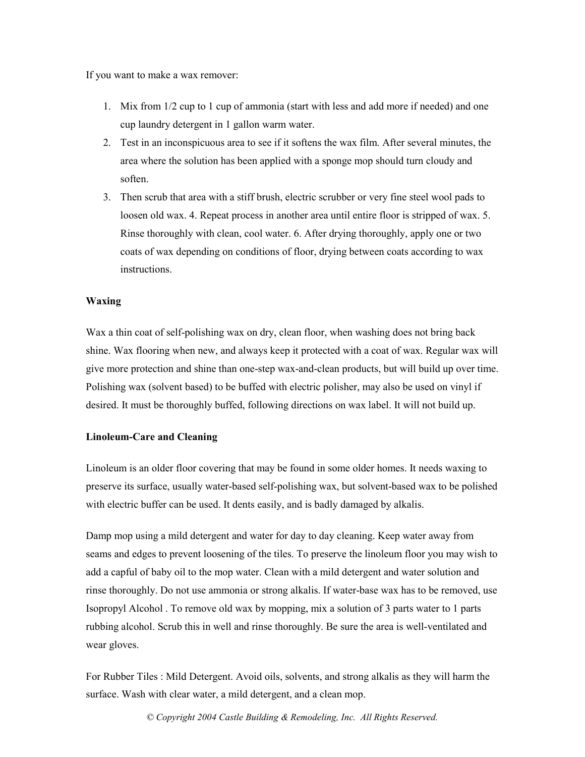If you want to make a wax remover:

1. Mix from 1/2 cup to 1 cup of ammonia (start with less and add more if needed) and one cup laundry detergent in 1 gallon warm water.
2. Test in an inconspicuous area to see if it softens the wax film. After several minutes, the area where the solution has been applied with a sponge mop should turn cloudy and soften.
3. Then scrub that area with a stiff brush, electric scrubber or very fine steel wool pads to loosen old wax. 4. Repeat process in another area until entire floor is stripped of wax. 5. Rinse thoroughly with clean, cool water. 6. After drying thoroughly, apply one or two coats of wax depending on conditions of floor, drying between coats according to wax instructions.

**Waxing**

Wax a thin coat of self-polishing wax on dry, clean floor, when washing does not bring back shine. Wax flooring when new, and always keep it protected with a coat of wax. Regular wax will give more protection and shine than one-step wax-and-clean products, but will build up over time. Polishing wax (solvent based) to be buffed with electric polisher, may also be used on vinyl if desired. It must be thoroughly buffed, following directions on wax label. It will not build up.

**Linoleum-Care and Cleaning**

Linoleum is an older floor covering that may be found in some older homes. It needs waxing to preserve its surface, usually water-based self-polishing wax, but solvent-based wax to be polished with electric buffer can be used. It dents easily, and is badly damaged by alkalis.

Damp mop using a mild detergent and water for day to day cleaning. Keep water away from seams and edges to prevent loosening of the tiles. To preserve the linoleum floor you may wish to add a capful of baby oil to the mop water. Clean with a mild detergent and water solution and rinse thoroughly. Do not use ammonia or strong alkalis. If water-base wax has to be removed, use Isopropyl Alcohol . To remove old wax by mopping, mix a solution of 3 parts water to 1 parts rubbing alcohol. Scrub this in well and rinse thoroughly. Be sure the area is well-ventilated and wear gloves.

For Rubber Tiles : Mild Detergent. Avoid oils, solvents, and strong alkalis as they will harm the surface. Wash with clear water, a mild detergent, and a clean mop.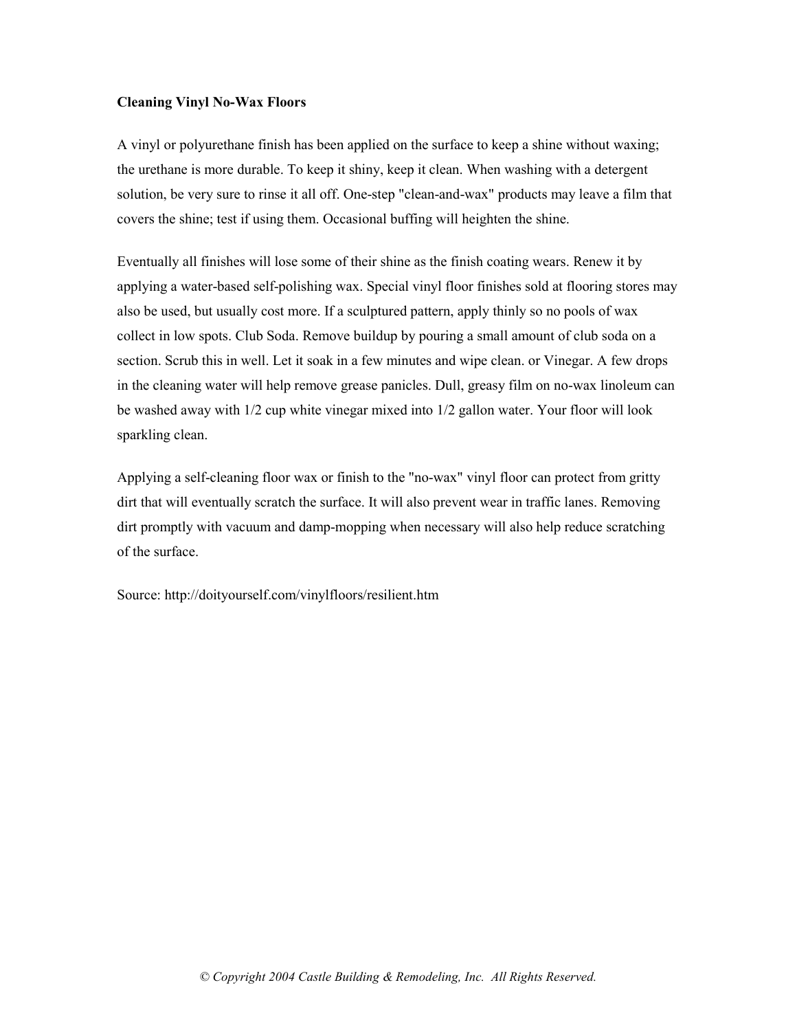**Cleaning Vinyl No-Wax Floors**

A vinyl or polyurethane finish has been applied on the surface to keep a shine without waxing; the urethane is more durable. To keep it shiny, keep it clean. When washing with a detergent solution, be very sure to rinse it all off. One-step "clean-and-wax" products may leave a film that covers the shine; test if using them. Occasional buffing will heighten the shine.

Eventually all finishes will lose some of their shine as the finish coating wears. Renew it by applying a water-based self-polishing wax. Special vinyl floor finishes sold at flooring stores may also be used, but usually cost more. If a sculptured pattern, apply thinly so no pools of wax collect in low spots. Club Soda. Remove buildup by pouring a small amount of club soda on a section. Scrub this in well. Let it soak in a few minutes and wipe clean. or Vinegar. A few drops in the cleaning water will help remove grease panicles. Dull, greasy film on no-wax linoleum can be washed away with 1/2 cup white vinegar mixed into 1/2 gallon water. Your floor will look sparkling clean.

Applying a self-cleaning floor wax or finish to the "no-wax" vinyl floor can protect from gritty dirt that will eventually scratch the surface. It will also prevent wear in traffic lanes. Removing dirt promptly with vacuum and damp-mopping when necessary will also help reduce scratching of the surface.

Source: http://doityourself.com/vinylfloors/resilient.htm